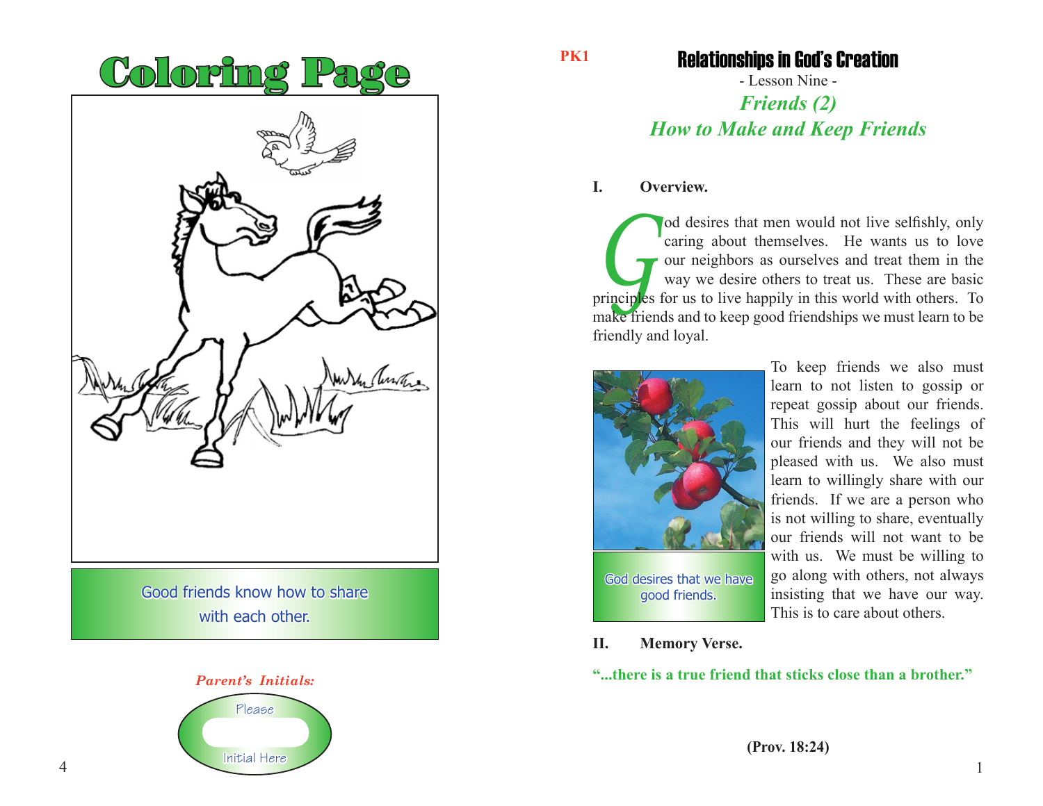# Coloring Page

Good friends know how to share with each other.

*Parent's Initials:*

Please

Initial Here

PK1

# Relationships in God's Creation

- Lesson Nine -

## *Friends (2)*
## *How to Make and Keep Friends*

**I. Overview.**

God desires that men would not live selfishly, only caring about themselves. He wants us to love our neighbors as ourselves and treat them in the way we desire others to treat us. These are basic principles for us to live happily in this world with others. To make friends and to keep good friendships we must learn to be friendly and loyal.

God desires that we have good friends.

To keep friends we also must learn to not listen to gossip or repeat gossip about our friends. This will hurt the feelings of our friends and they will not be pleased with us. We also must learn to willingly share with our friends. If we are a person who is not willing to share, eventually our friends will not want to be with us. We must be willing to go along with others, not always insisting that we have our way. This is to care about others.

**II. Memory Verse.**

**"...there is a true friend that sticks close than a brother."**

**(Prov. 18:24)**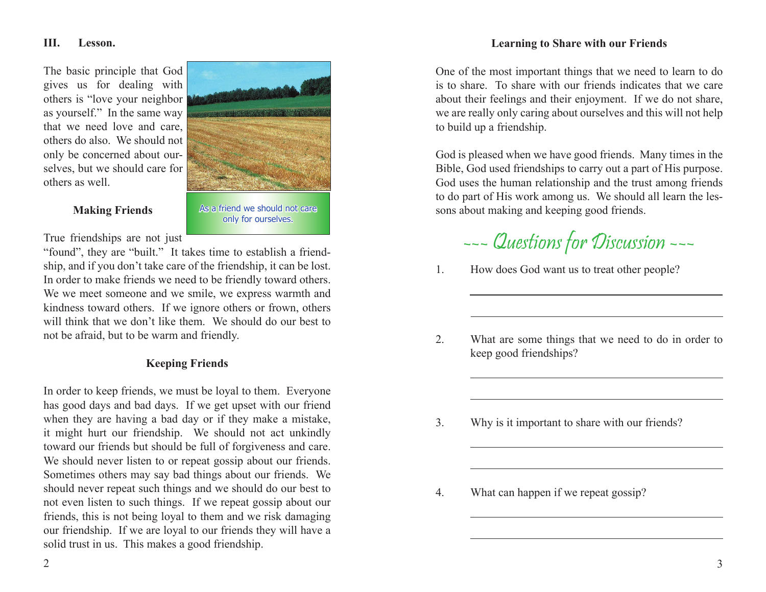### III. Lesson.

The basic principle that God gives us for dealing with others is "love your neighbor as yourself." In the same way that we need love and care, others do also. We should not only be concerned about ourselves, but we should care for others as well.

As a friend we should not care only for ourselves.

#### Making Friends

True friendships are not just "found", they are "built." It takes time to establish a friendship, and if you don't take care of the friendship, it can be lost. In order to make friends we need to be friendly toward others. We we meet someone and we smile, we express warmth and kindness toward others. If we ignore others or frown, others will think that we don't like them. We should do our best to not be afraid, but to be warm and friendly.

#### Keeping Friends

In order to keep friends, we must be loyal to them. Everyone has good days and bad days. If we get upset with our friend when they are having a bad day or if they make a mistake, it might hurt our friendship. We should not act unkindly toward our friends but should be full of forgiveness and care. We should never listen to or repeat gossip about our friends. Sometimes others may say bad things about our friends. We should never repeat such things and we should do our best to not even listen to such things. If we repeat gossip about our friends, this is not being loyal to them and we risk damaging our friendship. If we are loyal to our friends they will have a solid trust in us. This makes a good friendship.

#### Learning to Share with our Friends

One of the most important things that we need to learn to do is to share. To share with our friends indicates that we care about their feelings and their enjoyment. If we do not share, we are really only caring about ourselves and this will not help to build up a friendship.

God is pleased when we have good friends. Many times in the Bible, God used friendships to carry out a part of His purpose. God uses the human relationship and the trust among friends to do part of His work among us. We should all learn the lessons about making and keeping good friends.

## --- Questions for Discussion ---

1. How does God want us to treat other people?

 ______________________________________

 ______________________________________

2. What are some things that we need to do in order to keep good friendships?

 ______________________________________

 ______________________________________

3. Why is it important to share with our friends?

 ______________________________________

 ______________________________________

4. What can happen if we repeat gossip?

 ______________________________________

 ______________________________________